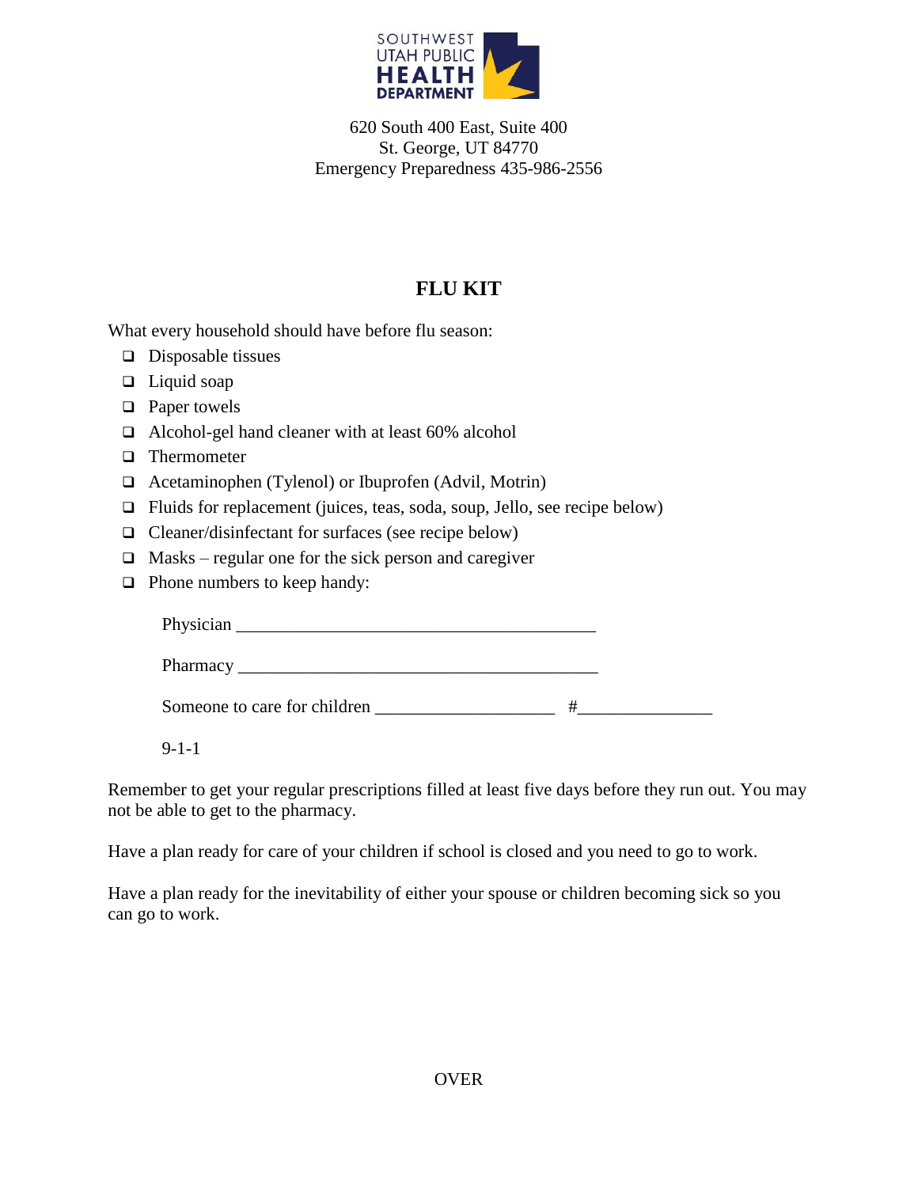SOUTHWEST UTAH PUBLIC HEALTH DEPARTMENT

620 South 400 East, Suite 400
St. George, UT 84770
Emergency Preparedness 435-986-2556

# FLU KIT

What every household should have before flu season:

- ❑ Disposable tissues
- ❑ Liquid soap
- ❑ Paper towels
- ❑ Alcohol-gel hand cleaner with at least 60% alcohol
- ❑ Thermometer
- ❑ Acetaminophen (Tylenol) or Ibuprofen (Advil, Motrin)
- ❑ Fluids for replacement (juices, teas, soda, soup, Jello, see recipe below)
- ❑ Cleaner/disinfectant for surfaces (see recipe below)
- ❑ Masks – regular one for the sick person and caregiver
- ❑ Phone numbers to keep handy:

  Physician ________________________________________

  Pharmacy ________________________________________

  Someone to care for children ____________________ #______________

  9-1-1

Remember to get your regular prescriptions filled at least five days before they run out. You may not be able to get to the pharmacy.

Have a plan ready for care of your children if school is closed and you need to go to work.

Have a plan ready for the inevitability of either your spouse or children becoming sick so you can go to work.

OVER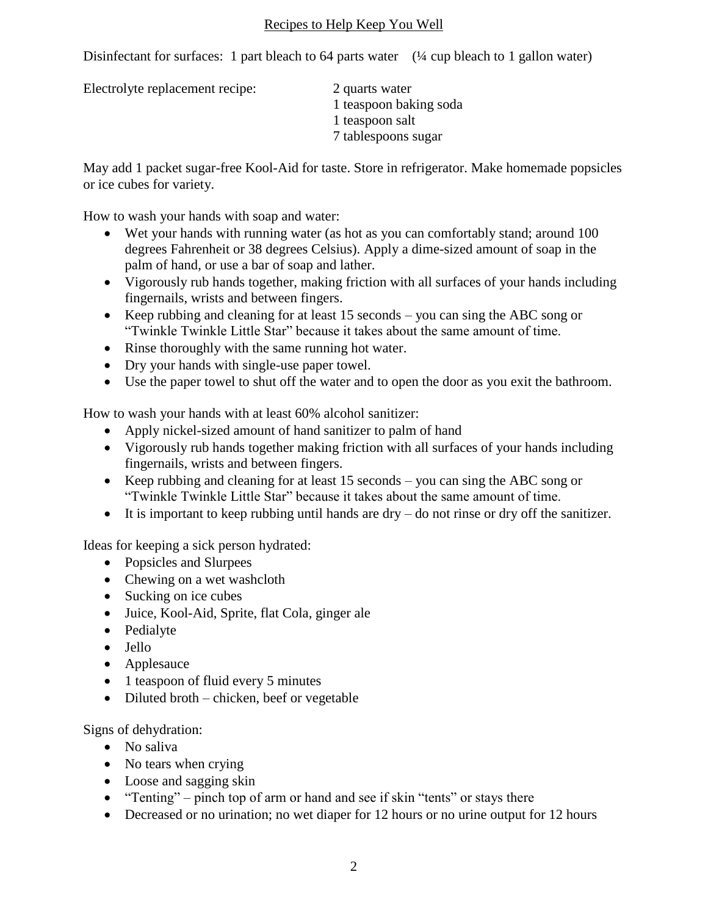## Recipes to Help Keep You Well

Disinfectant for surfaces: 1 part bleach to 64 parts water (¼ cup bleach to 1 gallon water)

Electrolyte replacement recipe:

2 quarts water
1 teaspoon baking soda
1 teaspoon salt
7 tablespoons sugar

May add 1 packet sugar-free Kool-Aid for taste. Store in refrigerator. Make homemade popsicles or ice cubes for variety.

How to wash your hands with soap and water:

- Wet your hands with running water (as hot as you can comfortably stand; around 100 degrees Fahrenheit or 38 degrees Celsius). Apply a dime-sized amount of soap in the palm of hand, or use a bar of soap and lather.
- Vigorously rub hands together, making friction with all surfaces of your hands including fingernails, wrists and between fingers.
- Keep rubbing and cleaning for at least 15 seconds – you can sing the ABC song or "Twinkle Twinkle Little Star" because it takes about the same amount of time.
- Rinse thoroughly with the same running hot water.
- Dry your hands with single-use paper towel.
- Use the paper towel to shut off the water and to open the door as you exit the bathroom.

How to wash your hands with at least 60% alcohol sanitizer:

- Apply nickel-sized amount of hand sanitizer to palm of hand
- Vigorously rub hands together making friction with all surfaces of your hands including fingernails, wrists and between fingers.
- Keep rubbing and cleaning for at least 15 seconds – you can sing the ABC song or "Twinkle Twinkle Little Star" because it takes about the same amount of time.
- It is important to keep rubbing until hands are dry – do not rinse or dry off the sanitizer.

Ideas for keeping a sick person hydrated:

- Popsicles and Slurpees
- Chewing on a wet washcloth
- Sucking on ice cubes
- Juice, Kool-Aid, Sprite, flat Cola, ginger ale
- Pedialyte
- Jello
- Applesauce
- 1 teaspoon of fluid every 5 minutes
- Diluted broth – chicken, beef or vegetable

Signs of dehydration:

- No saliva
- No tears when crying
- Loose and sagging skin
- "Tenting" – pinch top of arm or hand and see if skin "tents" or stays there
- Decreased or no urination; no wet diaper for 12 hours or no urine output for 12 hours